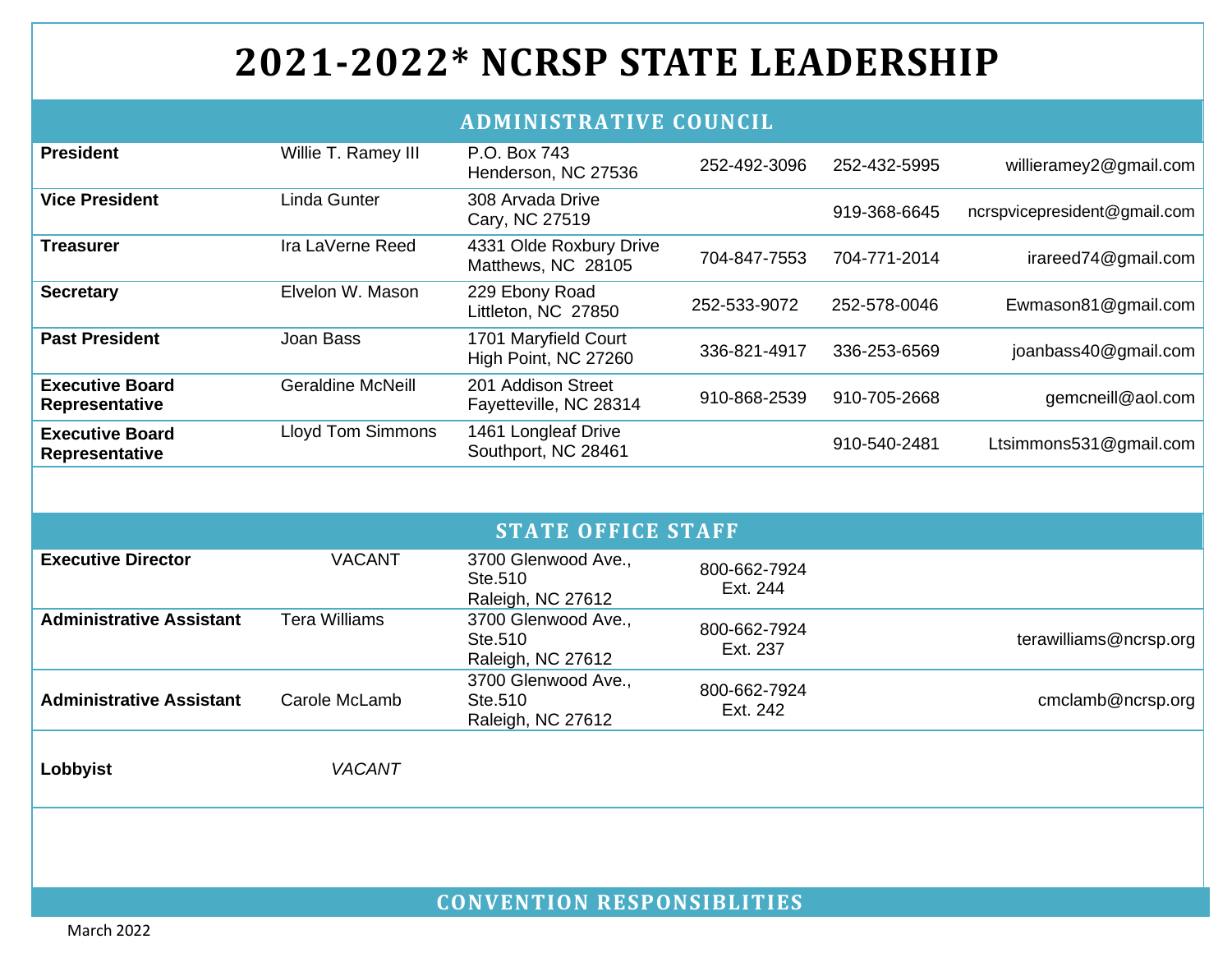# 2021-2022* NCRSP STATE LEADERSHIP

## ADMINISTRATIVE COUNCIL

| | | | | | |
|---|---|---|---|---|---|
| **President** | Willie T. Ramey III | P.O. Box 743<br>Henderson, NC 27536 | 252-492-3096 | 252-432-5995 | willieramey2@gmail.com |
| **Vice President** | Linda Gunter | 308 Arvada Drive<br>Cary, NC 27519 | | 919-368-6645 | ncrspvicepresident@gmail.com |
| **Treasurer** | Ira LaVerne Reed | 4331 Olde Roxbury Drive<br>Matthews, NC 28105 | 704-847-7553 | 704-771-2014 | irareed74@gmail.com |
| **Secretary** | Elvelon W. Mason | 229 Ebony Road<br>Littleton, NC 27850 | 252-533-9072 | 252-578-0046 | Ewmason81@gmail.com |
| **Past President** | Joan Bass | 1701 Maryfield Court<br>High Point, NC 27260 | 336-821-4917 | 336-253-6569 | joanbass40@gmail.com |
| **Executive Board Representative** | Geraldine McNeill | 201 Addison Street<br>Fayetteville, NC 28314 | 910-868-2539 | 910-705-2668 | gemcneill@aol.com |
| **Executive Board Representative** | Lloyd Tom Simmons | 1461 Longleaf Drive<br>Southport, NC 28461 | | 910-540-2481 | Ltsimmons531@gmail.com |

## STATE OFFICE STAFF

| | | | | | |
|---|---|---|---|---|---|
| **Executive Director** | VACANT | 3700 Glenwood Ave., Ste.510<br>Raleigh, NC 27612 | 800-662-7924<br>Ext. 244 | | |
| **Administrative Assistant** | Tera Williams | 3700 Glenwood Ave., Ste.510<br>Raleigh, NC 27612 | 800-662-7924<br>Ext. 237 | | terawilliams@ncrsp.org |
| **Administrative Assistant** | Carole McLamb | 3700 Glenwood Ave., Ste.510<br>Raleigh, NC 27612 | 800-662-7924<br>Ext. 242 | | cmclamb@ncrsp.org |
| **Lobbyist** | *VACANT* | | | | |

## CONVENTION RESPONSIBLITIES

March 2022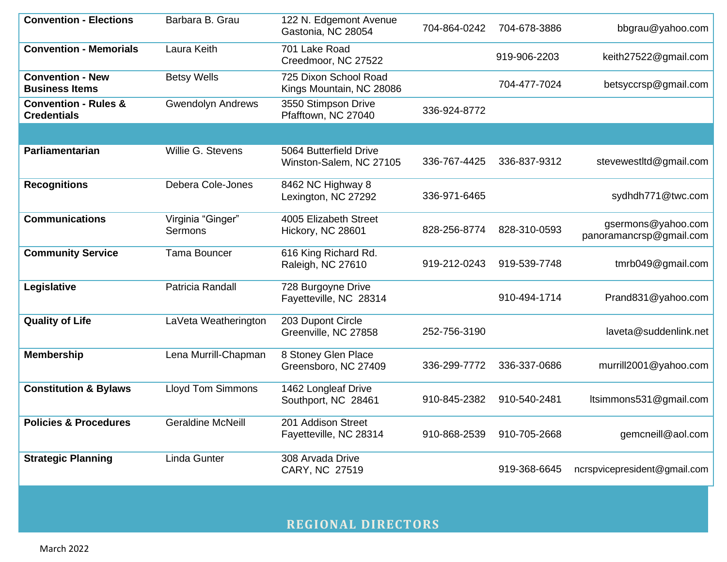| | | | | | |
|---|---|---|---|---|---|
| **Convention - Elections** | Barbara B. Grau | 122 N. Edgemont Avenue<br>Gastonia, NC 28054 | 704-864-0242 | 704-678-3886 | bbgrau@yahoo.com |
| **Convention - Memorials** | Laura Keith | 701 Lake Road<br>Creedmoor, NC 27522 | | 919-906-2203 | keith27522@gmail.com |
| **Convention - New Business Items** | Betsy Wells | 725 Dixon School Road<br>Kings Mountain, NC 28086 | | 704-477-7024 | betsyccrsp@gmail.com |
| **Convention - Rules & Credentials** | Gwendolyn Andrews | 3550 Stimpson Drive<br>Pfafftown, NC 27040 | 336-924-8772 | | |
| | | | | | |
| **Parliamentarian** | Willie G. Stevens | 5064 Butterfield Drive<br>Winston-Salem, NC 27105 | 336-767-4425 | 336-837-9312 | stevewestltd@gmail.com |
| **Recognitions** | Debera Cole-Jones | 8462 NC Highway 8<br>Lexington, NC 27292 | 336-971-6465 | | sydhdh771@twc.com |
| **Communications** | Virginia “Ginger” Sermons | 4005 Elizabeth Street<br>Hickory, NC 28601 | 828-256-8774 | 828-310-0593 | gsermons@yahoo.com<br>panoramancrsp@gmail.com |
| **Community Service** | Tama Bouncer | 616 King Richard Rd.<br>Raleigh, NC 27610 | 919-212-0243 | 919-539-7748 | tmrb049@gmail.com |
| **Legislative** | Patricia Randall | 728 Burgoyne Drive<br>Fayetteville, NC 28314 | | 910-494-1714 | Prand831@yahoo.com |
| **Quality of Life** | LaVeta Weatherington | 203 Dupont Circle<br>Greenville, NC 27858 | 252-756-3190 | | laveta@suddenlink.net |
| **Membership** | Lena Murrill-Chapman | 8 Stoney Glen Place<br>Greensboro, NC 27409 | 336-299-7772 | 336-337-0686 | murrill2001@yahoo.com |
| **Constitution & Bylaws** | Lloyd Tom Simmons | 1462 Longleaf Drive<br>Southport, NC 28461 | 910-845-2382 | 910-540-2481 | ltsimmons531@gmail.com |
| **Policies & Procedures** | Geraldine McNeill | 201 Addison Street<br>Fayetteville, NC 28314 | 910-868-2539 | 910-705-2668 | gemcneill@aol.com |
| **Strategic Planning** | Linda Gunter | 308 Arvada Drive<br>CARY, NC 27519 | | 919-368-6645 | ncrspvicepresident@gmail.com |

## REGIONAL DIRECTORS

March 2022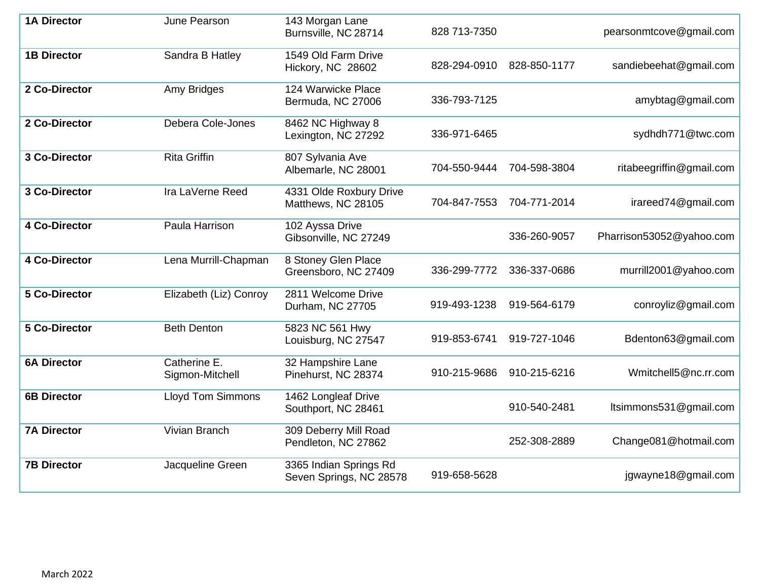| | | | | | |
|---|---|---|---|---|---|
| **1A Director** | June Pearson | 143 Morgan Lane<br>Burnsville, NC 28714 | 828 713-7350 | | pearsonmtcove@gmail.com |
| **1B Director** | Sandra B Hatley | 1549 Old Farm Drive<br>Hickory, NC 28602 | 828-294-0910 | 828-850-1177 | sandiebeehat@gmail.com |
| **2 Co-Director** | Amy Bridges | 124 Warwicke Place<br>Bermuda, NC 27006 | 336-793-7125 | | amybtag@gmail.com |
| **2 Co-Director** | Debera Cole-Jones | 8462 NC Highway 8<br>Lexington, NC 27292 | 336-971-6465 | | sydhdh771@twc.com |
| **3 Co-Director** | Rita Griffin | 807 Sylvania Ave<br>Albemarle, NC 28001 | 704-550-9444 | 704-598-3804 | ritabeegriffin@gmail.com |
| **3 Co-Director** | Ira LaVerne Reed | 4331 Olde Roxbury Drive<br>Matthews, NC 28105 | 704-847-7553 | 704-771-2014 | irareed74@gmail.com |
| **4 Co-Director** | Paula Harrison | 102 Ayssa Drive<br>Gibsonville, NC 27249 | | 336-260-9057 | Pharrison53052@yahoo.com |
| **4 Co-Director** | Lena Murrill-Chapman | 8 Stoney Glen Place<br>Greensboro, NC 27409 | 336-299-7772 | 336-337-0686 | murrill2001@yahoo.com |
| **5 Co-Director** | Elizabeth (Liz) Conroy | 2811 Welcome Drive<br>Durham, NC 27705 | 919-493-1238 | 919-564-6179 | conroyliz@gmail.com |
| **5 Co-Director** | Beth Denton | 5823 NC 561 Hwy<br>Louisburg, NC 27547 | 919-853-6741 | 919-727-1046 | Bdenton63@gmail.com |
| **6A Director** | Catherine E. Sigmon-Mitchell | 32 Hampshire Lane<br>Pinehurst, NC 28374 | 910-215-9686 | 910-215-6216 | Wmitchell5@nc.rr.com |
| **6B Director** | Lloyd Tom Simmons | 1462 Longleaf Drive<br>Southport, NC 28461 | | 910-540-2481 | ltsimmons531@gmail.com |
| **7A Director** | Vivian Branch | 309 Deberry Mill Road<br>Pendleton, NC 27862 | | 252-308-2889 | Change081@hotmail.com |
| **7B Director** | Jacqueline Green | 3365 Indian Springs Rd<br>Seven Springs, NC 28578 | 919-658-5628 | | jgwayne18@gmail.com |

March 2022